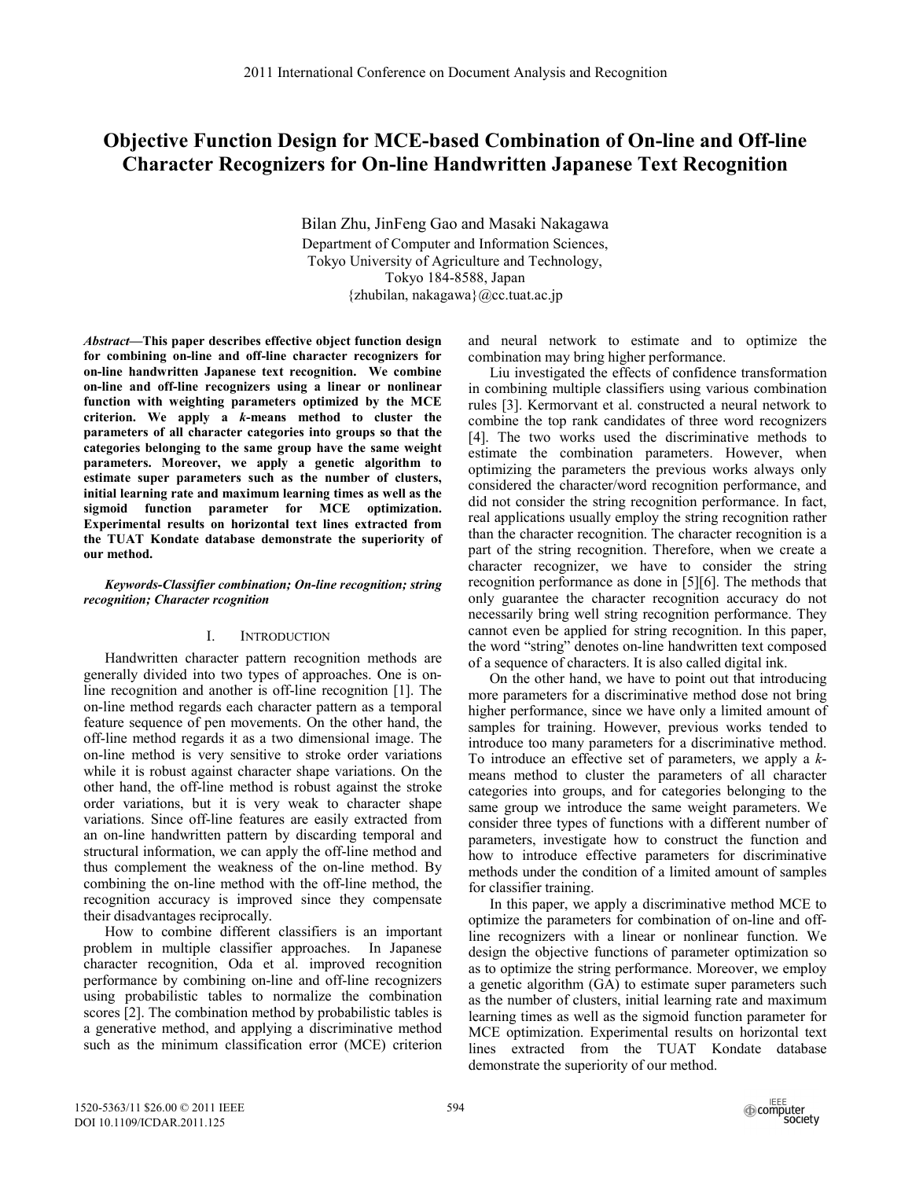# Objective Function Design for MCE-based Combination of On-line and Off-line Character Recognizers for On-line Handwritten Japanese Text Recognition

Bilan Zhu, JinFeng Gao and Masaki Nakagawa

Department of Computer and Information Sciences,
Tokyo University of Agriculture and Technology,
Tokyo 184-8588, Japan
{zhubilan, nakagawa}@cc.tuat.ac.jp

***Abstract*—This paper describes effective object function design for combining on-line and off-line character recognizers for on-line handwritten Japanese text recognition. We combine on-line and off-line recognizers using a linear or nonlinear function with weighting parameters optimized by the MCE criterion. We apply a *k*-means method to cluster the parameters of all character categories into groups so that the categories belonging to the same group have the same weight parameters. Moreover, we apply a genetic algorithm to estimate super parameters such as the number of clusters, initial learning rate and maximum learning times as well as the sigmoid function parameter for MCE optimization. Experimental results on horizontal text lines extracted from the TUAT Kondate database demonstrate the superiority of our method.**

***Keywords-Classifier combination; On-line recognition; string recognition; Character rcognition***

## I. Introduction

Handwritten character pattern recognition methods are generally divided into two types of approaches. One is on-line recognition and another is off-line recognition [1]. The on-line method regards each character pattern as a temporal feature sequence of pen movements. On the other hand, the off-line method regards it as a two dimensional image. The on-line method is very sensitive to stroke order variations while it is robust against character shape variations. On the other hand, the off-line method is robust against the stroke order variations, but it is very weak to character shape variations. Since off-line features are easily extracted from an on-line handwritten pattern by discarding temporal and structural information, we can apply the off-line method and thus complement the weakness of the on-line method. By combining the on-line method with the off-line method, the recognition accuracy is improved since they compensate their disadvantages reciprocally.

How to combine different classifiers is an important problem in multiple classifier approaches. In Japanese character recognition, Oda et al. improved recognition performance by combining on-line and off-line recognizers using probabilistic tables to normalize the combination scores [2]. The combination method by probabilistic tables is a generative method, and applying a discriminative method such as the minimum classification error (MCE) criterion and neural network to estimate and to optimize the combination may bring higher performance.

Liu investigated the effects of confidence transformation in combining multiple classifiers using various combination rules [3]. Kermorvant et al. constructed a neural network to combine the top rank candidates of three word recognizers [4]. The two works used the discriminative methods to estimate the combination parameters. However, when optimizing the parameters the previous works always only considered the character/word recognition performance, and did not consider the string recognition performance. In fact, real applications usually employ the string recognition rather than the character recognition. The character recognition is a part of the string recognition. Therefore, when we create a character recognizer, we have to consider the string recognition performance as done in [5][6]. The methods that only guarantee the character recognition accuracy do not necessarily bring well string recognition performance. They cannot even be applied for string recognition. In this paper, the word "string" denotes on-line handwritten text composed of a sequence of characters. It is also called digital ink.

On the other hand, we have to point out that introducing more parameters for a discriminative method dose not bring higher performance, since we have only a limited amount of samples for training. However, previous works tended to introduce too many parameters for a discriminative method. To introduce an effective set of parameters, we apply a *k*-means method to cluster the parameters of all character categories into groups, and for categories belonging to the same group we introduce the same weight parameters. We consider three types of functions with a different number of parameters, investigate how to construct the function and how to introduce effective parameters for discriminative methods under the condition of a limited amount of samples for classifier training.

In this paper, we apply a discriminative method MCE to optimize the parameters for combination of on-line and off-line recognizers with a linear or nonlinear function. We design the objective functions of parameter optimization so as to optimize the string performance. Moreover, we employ a genetic algorithm (GA) to estimate super parameters such as the number of clusters, initial learning rate and maximum learning times as well as the sigmoid function parameter for MCE optimization. Experimental results on horizontal text lines extracted from the TUAT Kondate database demonstrate the superiority of our method.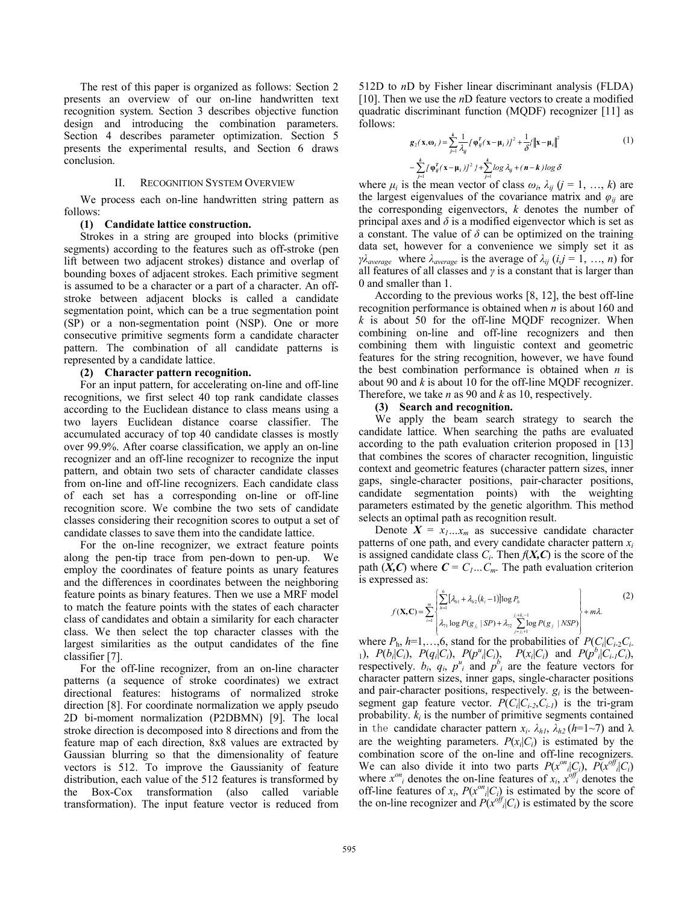The rest of this paper is organized as follows: Section 2 presents an overview of our on-line handwritten text recognition system. Section 3 describes objective function design and introducing the combination parameters. Section 4 describes parameter optimization. Section 5 presents the experimental results, and Section 6 draws conclusion.

## II. RECOGNITION SYSTEM OVERVIEW

We process each on-line handwritten string pattern as follows:

**(1) Candidate lattice construction.**

Strokes in a string are grouped into blocks (primitive segments) according to the features such as off-stroke (pen lift between two adjacent strokes) distance and overlap of bounding boxes of adjacent strokes. Each primitive segment is assumed to be a character or a part of a character. An off-stroke between adjacent blocks is called a candidate segmentation point, which can be a true segmentation point (SP) or a non-segmentation point (NSP). One or more consecutive primitive segments form a candidate character pattern. The combination of all candidate patterns is represented by a candidate lattice.

**(2) Character pattern recognition.**

For an input pattern, for accelerating on-line and off-line recognitions, we first select 40 top rank candidate classes according to the Euclidean distance to class means using a two layers Euclidean distance coarse classifier. The accumulated accuracy of top 40 candidate classes is mostly over 99.9%. After coarse classification, we apply an on-line recognizer and an off-line recognizer to recognize the input pattern, and obtain two sets of character candidate classes from on-line and off-line recognizers. Each candidate class of each set has a corresponding on-line or off-line recognition score. We combine the two sets of candidate classes considering their recognition scores to output a set of candidate classes to save them into the candidate lattice.

For the on-line recognizer, we extract feature points along the pen-tip trace from pen-down to pen-up. We employ the coordinates of feature points as unary features and the differences in coordinates between the neighboring feature points as binary features. Then we use a MRF model to match the feature points with the states of each character class of candidates and obtain a similarity for each character class. We then select the top character classes with the largest similarities as the output candidates of the fine classifier [7].

For the off-line recognizer, from an on-line character patterns (a sequence of stroke coordinates) we extract directional features: histograms of normalized stroke direction [8]. For coordinate normalization we apply pseudo 2D bi-moment normalization (P2DBMN) [9]. The local stroke direction is decomposed into 8 directions and from the feature map of each direction, 8x8 values are extracted by Gaussian blurring so that the dimensionality of feature vectors is 512. To improve the Gaussianity of feature distribution, each value of the 512 features is transformed by the Box-Cox transformation (also called variable transformation). The input feature vector is reduced from 512D to $n$D by Fisher linear discriminant analysis (FLDA) [10]. Then we use the $n$D feature vectors to create a modified quadratic discriminant function (MQDF) recognizer [11] as follows:

$$g_2(\mathbf{x},\omega_i)=\sum_{j=1}^{k}\frac{1}{\lambda_{ij}}[\boldsymbol{\varphi}_{ij}^T(\mathbf{x}-\boldsymbol{\mu}_i)]^2+\frac{1}{\delta}\{\|\mathbf{x}-\boldsymbol{\mu}_i\|^2-\sum_{j=1}^{k}[\boldsymbol{\varphi}_{ij}^T(\mathbf{x}-\boldsymbol{\mu}_i)]^2\}+\sum_{j=1}^{k}\log\lambda_{ij}+(n-k)\log\delta \tag{1}$$

where $\mu_i$ is the mean vector of class $\omega_i$, $\lambda_{ij}$ ($j$ = 1, …, $k$) are the largest eigenvalues of the covariance matrix and $\varphi_{ij}$ are the corresponding eigenvectors, $k$ denotes the number of principal axes and $\delta$ is a modified eigenvector which is set as a constant. The value of $\delta$ can be optimized on the training data set, however for a convenience we simply set it as $\gamma\lambda_{average}$ where $\lambda_{average}$ is the average of $\lambda_{ij}$ ($i,j$ = 1, …, $n$) for all features of all classes and $\gamma$ is a constant that is larger than 0 and smaller than 1.

According to the previous works [8, 12], the best off-line recognition performance is obtained when $n$ is about 160 and $k$ is about 50 for the off-line MQDF recognizer. When combining on-line and off-line recognizers and then combining them with linguistic context and geometric features for the string recognition, however, we have found the best combination performance is obtained when $n$ is about 90 and $k$ is about 10 for the off-line MQDF recognizer. Therefore, we take $n$ as 90 and $k$ as 10, respectively.

**(3) Search and recognition.**

We apply the beam search strategy to search the candidate lattice. When searching the paths are evaluated according to the path evaluation criterion proposed in [13] that combines the scores of character recognition, linguistic context and geometric features (character pattern sizes, inner gaps, single-character positions, pair-character positions, candidate segmentation points) with the weighting parameters estimated by the genetic algorithm. This method selects an optimal path as recognition result.

Denote $\boldsymbol{X} = x_1 \ldots x_m$ as successive candidate character patterns of one path, and every candidate character pattern $x_i$ is assigned candidate class $C_i$. Then $f(\boldsymbol{X},\boldsymbol{C})$ is the score of the path $(\boldsymbol{X},\boldsymbol{C})$ where $\boldsymbol{C} = C_1 \ldots C_m$. The path evaluation criterion is expressed as:

$$f(\mathbf{X},\mathbf{C})=\sum_{i=1}^{m}\left\{\begin{aligned}&\sum_{h=1}^{6}[\lambda_{h1}+\lambda_{h2}(k_i-1)]\log P_h\\&\lambda_{71}\log P(g_{j_i}\mid SP)+\lambda_{72}\sum_{j=j_i+1}^{j_i+k_i-1}\log P(g_j\mid NSP)\end{aligned}\right\}+m\lambda. \tag{2}$$

where $P_h$, $h$=1,…,6, stand for the probabilities of $P(C_i|C_{i-2}C_{i-1})$, $P(b_i|C_i)$, $P(q_i|C_i)$, $P(p^u_i|C_i)$, $P(x_i|C_i)$ and $P(p^b_i|C_{i-1}C_i)$, respectively. $b_i$, $q_i$, $p^u_i$ and $p^b_i$ are the feature vectors for character pattern sizes, inner gaps, single-character positions and pair-character positions, respectively. $g_i$ is the between-segment gap feature vector. $P(C_i|C_{i-2},C_{i-1})$ is the tri-gram probability. $k_i$ is the number of primitive segments contained in the candidate character pattern $x_i$. $\lambda_{h1}$, $\lambda_{h2}$ ($h$=1~7) and $\lambda$ are the weighting parameters. $P(x_i|C_i)$ is estimated by the combination score of the on-line and off-line recognizers. We can also divide it into two parts $P(x^{on}_i|C_i)$, $P(x^{off}_i|C_i)$ where $x^{on}_i$ denotes the on-line features of $x_i$, $x^{off}_i$ denotes the off-line features of $x_i$, $P(x^{on}_i|C_i)$ is estimated by the score of the on-line recognizer and $P(x^{off}_i|C_i)$ is estimated by the score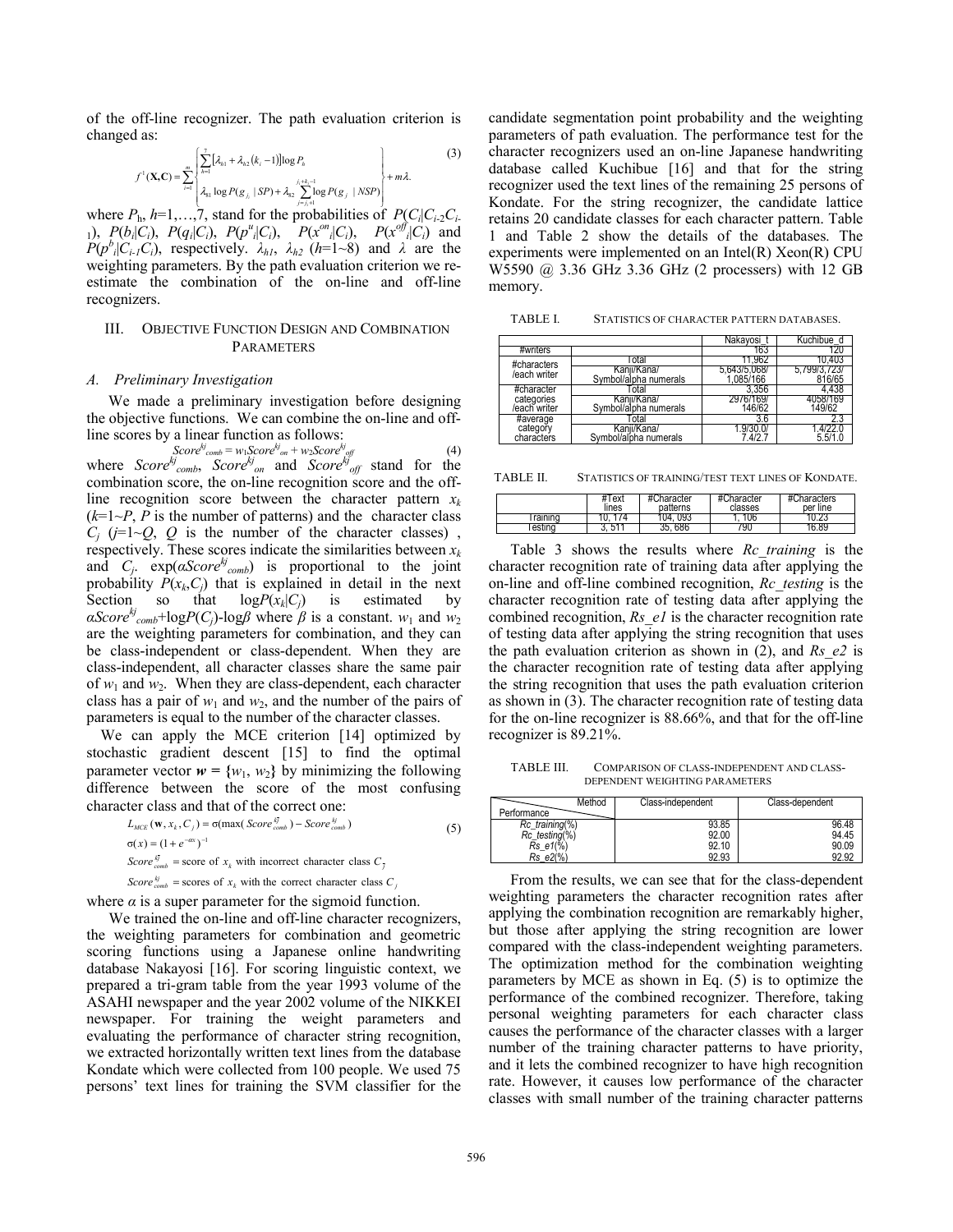of the off-line recognizer. The path evaluation criterion is changed as:

$$f^{1}(\mathbf{X},\mathbf{C})=\sum_{i=1}^{m}\left\{\begin{aligned}&\sum_{h=1}^{7}\left[\lambda_{h1}+\lambda_{h2}(k_i-1)\right]\log P_h\\&\lambda_{81}\log P(g_{j_i}\mid SP)+\lambda_{82}\sum_{j=j_i+1}^{j_i+k_i-1}\log P(g_j\mid NSP)\end{aligned}\right\}+m\lambda. \tag{3}$$

where $P_h$, $h$=1,…,7, stand for the probabilities of $P(C_i|C_{i-2}C_{i-1})$, $P(b_i|C_i)$, $P(q_i|C_i)$, $P(p^u_i|C_i)$, $P(x^{on}_i|C_i)$, $P(x^{off}_i|C_i)$ and $P(p^b_i|C_{i-1}C_i)$, respectively. $\lambda_{h1}$, $\lambda_{h2}$ ($h$=1~8) and $\lambda$ are the weighting parameters. By the path evaluation criterion we re-estimate the combination of the on-line and off-line recognizers.

## III. Objective Function Design and Combination Parameters

### A. Preliminary Investigation

We made a preliminary investigation before designing the objective functions. We can combine the on-line and off-line scores by a linear function as follows:

$$Score^{kj}_{comb} = w_1 Score^{kj}_{on} + w_2 Score^{kj}_{off} \tag{4}$$

where $Score^{kj}_{comb}$, $Score^{kj}_{on}$ and $Score^{kj}_{off}$ stand for the combination score, the on-line recognition score and the off-line recognition score between the character pattern $x_k$ ($k$=1~$P$, $P$ is the number of patterns) and the character class $C_j$ ($j$=1~$Q$, $Q$ is the number of the character classes), respectively. These scores indicate the similarities between $x_k$ and $C_j$. $\exp(\alpha Score^{kj}_{comb})$ is proportional to the joint probability $P(x_k,C_j)$ that is explained in detail in the next Section so that $\log P(x_k|C_j)$ is estimated by $\alpha Score^{kj}_{comb}+\log P(C_j)-\log\beta$ where $\beta$ is a constant. $w_1$ and $w_2$ are the weighting parameters for combination, and they can be class-independent or class-dependent. When they are class-independent, all character classes share the same pair of $w_1$ and $w_2$. When they are class-dependent, each character class has a pair of $w_1$ and $w_2$, and the number of the pairs of parameters is equal to the number of the character classes.

We can apply the MCE criterion [14] optimized by stochastic gradient descent [15] to find the optimal parameter vector $\boldsymbol{w} = \{w_1, w_2\}$ by minimizing the following difference between the score of the most confusing character class and that of the correct one:

$$\begin{aligned}&L_{MCE}(\mathbf{w},x_k,C_j)=\sigma(\max(Score^{k\bar{j}}_{comb})-Score^{kj}_{comb})\\&\sigma(x)=(1+e^{-\alpha x})^{-1}\\&Score^{k\bar{j}}_{comb}=\text{score of } x_k \text{ with incorrect character class } C_{\bar{j}}\\&Score^{kj}_{comb}=\text{scores of } x_k \text{ with the correct character class } C_j\end{aligned} \tag{5}$$

where $\alpha$ is a super parameter for the sigmoid function.

We trained the on-line and off-line character recognizers, the weighting parameters for combination and geometric scoring functions using a Japanese online handwriting database Nakayosi [16]. For scoring linguistic context, we prepared a tri-gram table from the year 1993 volume of the ASAHI newspaper and the year 2002 volume of the NIKKEI newspaper. For training the weight parameters and evaluating the performance of character string recognition, we extracted horizontally written text lines from the database Kondate which were collected from 100 people. We used 75 persons' text lines for training the SVM classifier for the candidate segmentation point probability and the weighting parameters of path evaluation. The performance test for the character recognizers used an on-line Japanese handwriting database called Kuchibue [16] and that for the string recognizer used the text lines of the remaining 25 persons of Kondate. For the string recognizer, the candidate lattice retains 20 candidate classes for each character pattern. Table 1 and Table 2 show the details of the databases. The experiments were implemented on an Intel(R) Xeon(R) CPU W5590 @ 3.36 GHz 3.36 GHz (2 processers) with 12 GB memory.

TABLE I. Statistics of character pattern databases.

| | | Nakayosi_t | Kuchibue_d |
|---|---|---|---|
| #writers | | 163 | 120 |
| #characters /each writer | Total | 11,962 | 10,403 |
| | Kanji/Kana/ Symbol/alpha numerals | 5,643/5,068/ 1,085/166 | 5,799/3,723/ 816/65 |
| #character categories /each writer | Total | 3,356 | 4,438 |
| | Kanji/Kana/ Symbol/alpha numerals | 2976/169/ 146/62 | 4058/169 149/62 |
| #average category characters | Total | 3.6 | 2.3 |
| | Kanji/Kana/ Symbol/alpha numerals | 1.9/30.0/ 7.4/2.7 | 1.4/22.0 5.5/1.0 |

TABLE II. Statistics of training/test text lines of Kondate.

| | #Text lines | #Character patterns | #Character classes | #Characters per line |
|---|---|---|---|---|
| Training | 10, 174 | 104, 093 | 1, 106 | 10.23 |
| Testing | 3, 511 | 35, 686 | 790 | 16.89 |

Table 3 shows the results where *Rc_training* is the character recognition rate of training data after applying the on-line and off-line combined recognition, *Rc_testing* is the character recognition rate of testing data after applying the combined recognition, *Rs_e1* is the character recognition rate of testing data after applying the string recognition that uses the path evaluation criterion as shown in (2), and *Rs_e2* is the character recognition rate of testing data after applying the string recognition that uses the path evaluation criterion as shown in (3). The character recognition rate of testing data for the on-line recognizer is 88.66%, and that for the off-line recognizer is 89.21%.

TABLE III. Comparison of class-independent and class-dependent weighting parameters

| Method / Performance | Class-independent | Class-dependent |
|---|---|---|
| *Rc_training*(%) | 93.85 | 96.48 |
| *Rc_testing*(%) | 92.00 | 94.45 |
| *Rs_e1*(%) | 92.10 | 90.09 |
| *Rs_e2*(%) | 92.93 | 92.92 |

From the results, we can see that for the class-dependent weighting parameters the character recognition rates after applying the combination recognition are remarkably higher, but those after applying the string recognition are lower compared with the class-independent weighting parameters. The optimization method for the combination weighting parameters by MCE as shown in Eq. (5) is to optimize the performance of the combined recognizer. Therefore, taking personal weighting parameters for each character class causes the performance of the character classes with a larger number of the training character patterns to have priority, and it lets the combined recognizer to have high recognition rate. However, it causes low performance of the character classes with small number of the training character patterns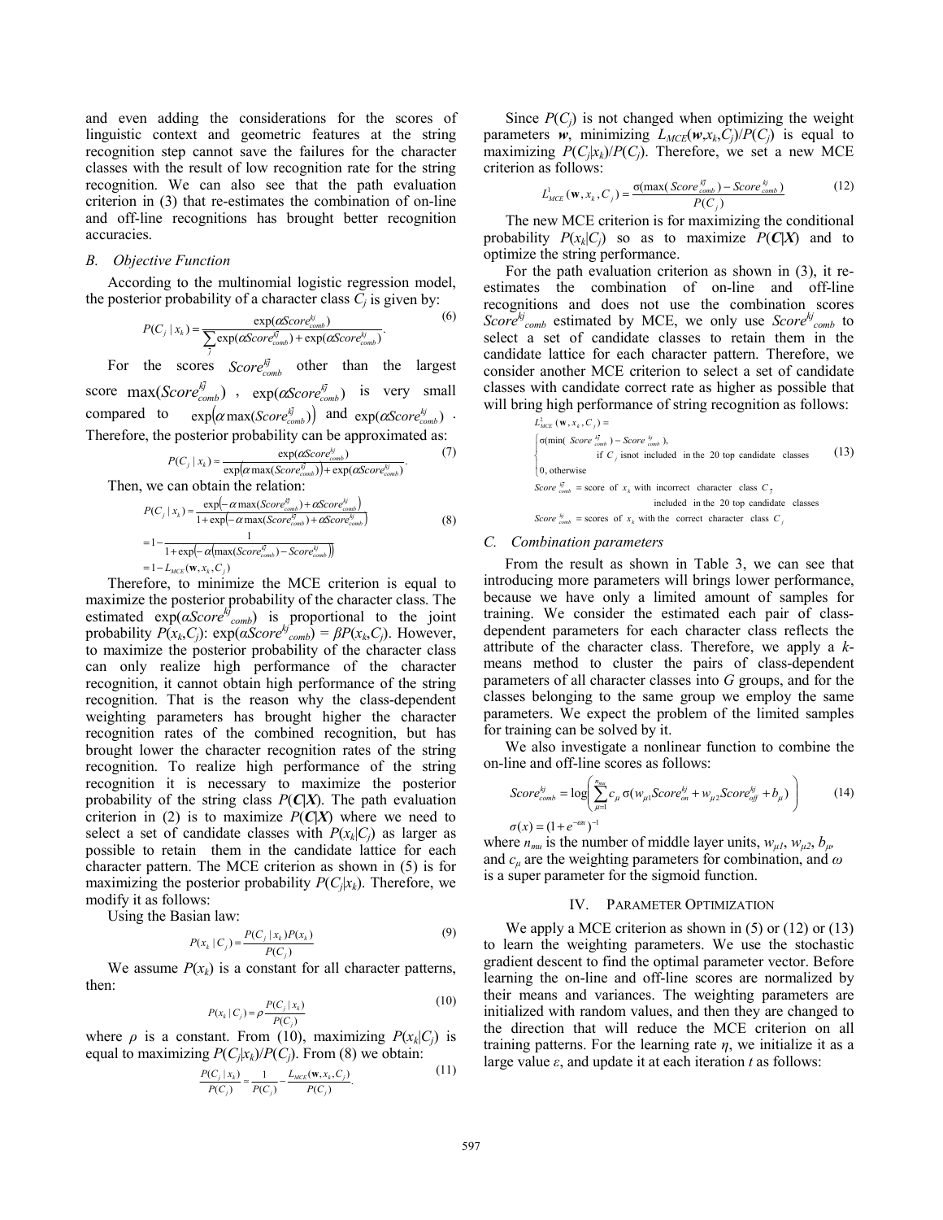and even adding the considerations for the scores of linguistic context and geometric features at the string recognition step cannot save the failures for the character classes with the result of low recognition rate for the string recognition. We can also see that the path evaluation criterion in (3) that re-estimates the combination of on-line and off-line recognitions has brought better recognition accuracies.

### B. Objective Function

According to the multinomial logistic regression model, the posterior probability of a character class $C_j$ is given by:

$$P(C_j \mid x_k) = \frac{\exp(\alpha Score^{kj}_{comb})}{\sum_j \exp(\alpha Score^{kj}_{comb}) + \exp(\alpha Score^{kj}_{comb})}. \tag{6}$$

For the scores $Score^{k\bar{j}}_{comb}$ other than the largest score $\max(Score^{k\bar{j}}_{comb})$, $\exp(\alpha Score^{k\bar{j}}_{comb})$ is very small compared to $\exp\left(\alpha \max(Score^{k\bar{j}}_{comb})\right)$ and $\exp(\alpha Score^{kj}_{comb})$. Therefore, the posterior probability can be approximated as:

$$P(C_j \mid x_k) \approx \frac{\exp(\alpha Score^{kj}_{comb})}{\exp\left(\alpha \max(Score^{k\bar{j}}_{comb})\right) + \exp(\alpha Score^{kj}_{comb})}. \tag{7}$$

Then, we can obtain the relation:

$$\begin{aligned} P(C_j \mid x_k) &= \frac{\exp\left(-\alpha \max(Score^{k\bar{j}}_{comb}) + \alpha Score^{kj}_{comb}\right)}{1 + \exp\left(-\alpha \max(Score^{k\bar{j}}_{comb}) + \alpha Score^{kj}_{comb}\right)} \\ &= 1 - \frac{1}{1 + \exp\left(-\alpha\left(\max(Score^{k\bar{j}}_{comb}) - Score^{kj}_{comb}\right)\right)} \\ &= 1 - L_{MCE}(\mathbf{w}, x_k, C_j) \end{aligned} \tag{8}$$

Therefore, to minimize the MCE criterion is equal to maximize the posterior probability of the character class. The estimated $\exp(\alpha Score^{kj}_{comb})$ is proportional to the joint probability $P(x_k, C_j)$: $\exp(\alpha Score^{kj}_{comb}) = \beta P(x_k, C_j)$. However, to maximize the posterior probability of the character class can only realize high performance of the character recognition, it cannot obtain high performance of the string recognition. That is the reason why the class-dependent weighting parameters has brought higher the character recognition rates of the combined recognition, but has brought lower the character recognition rates of the string recognition. To realize high performance of the string recognition it is necessary to maximize the posterior probability of the string class $P(\boldsymbol{C}|\boldsymbol{X})$. The path evaluation criterion in (2) is to maximize $P(\boldsymbol{C}|\boldsymbol{X})$ where we need to select a set of candidate classes with $P(x_k|C_j)$ as larger as possible to retain them in the candidate lattice for each character pattern. The MCE criterion as shown in (5) is for maximizing the posterior probability $P(C_j|x_k)$. Therefore, we modify it as follows:

Using the Basian law:

$$P(x_k \mid C_j) = \frac{P(C_j \mid x_k) P(x_k)}{P(C_j)} \tag{9}$$

We assume $P(x_k)$ is a constant for all character patterns, then:

$$P(x_k \mid C_j) = \rho \frac{P(C_j \mid x_k)}{P(C_j)} \tag{10}$$

where $\rho$ is a constant. From (10), maximizing $P(x_k|C_j)$ is equal to maximizing $P(C_j|x_k)/P(C_j)$. From (8) we obtain:

$$\frac{P(C_j \mid x_k)}{P(C_j)} = \frac{1}{P(C_j)} - \frac{L_{MCE}(\mathbf{w}, x_k, C_j)}{P(C_j)}. \tag{11}$$

Since $P(C_j)$ is not changed when optimizing the weight parameters $\boldsymbol{w}$, minimizing $L_{MCE}(\boldsymbol{w}, x_k, C_j)/P(C_j)$ is equal to maximizing $P(C_j|x_k)/P(C_j)$. Therefore, we set a new MCE criterion as follows:

$$L^1_{MCE}(\mathbf{w}, x_k, C_j) = \frac{\sigma(\max(Score^{k\bar{j}}_{comb}) - Score^{kj}_{comb})}{P(C_j)} \tag{12}$$

The new MCE criterion is for maximizing the conditional probability $P(x_k|C_j)$ so as to maximize $P(\boldsymbol{C}|\boldsymbol{X})$ and to optimize the string performance.

For the path evaluation criterion as shown in (3), it re-estimates the combination of on-line and off-line recognitions and does not use the combination scores $Score^{kj}_{comb}$ estimated by MCE, we only use $Score^{kj}_{comb}$ to select a set of candidate classes to retain them in the candidate lattice for each character pattern. Therefore, we consider another MCE criterion to select a set of candidate classes with candidate correct rate as higher as possible that will bring high performance of string recognition as follows:

$$L^2_{MCE}(\mathbf{w}, x_k, C_j) = \begin{cases} \sigma(\min(Score^{k\bar{j}}_{comb}) - Score^{kj}_{comb}), \\ \quad \text{if } C_j \text{ isnot included in the 20 top candidate classes} \\ 0, \text{otherwise} \end{cases} \tag{13}$$

$Score^{k\bar{j}}_{comb}$ = score of $x_k$ with incorrect character class $C_{\bar{j}}$ included in the 20 top candidate classes

$Score^{kj}_{comb}$ = scores of $x_k$ with the correct character class $C_j$

### C. Combination parameters

From the result as shown in Table 3, we can see that introducing more parameters will brings lower performance, because we have only a limited amount of samples for training. We consider the estimated each pair of class-dependent parameters for each character class reflects the attribute of the character class. Therefore, we apply a $k$-means method to cluster the pairs of class-dependent parameters of all character classes into $G$ groups, and for the classes belonging to the same group we employ the same parameters. We expect the problem of the limited samples for training can be solved by it.

We also investigate a nonlinear function to combine the on-line and off-line scores as follows:

$$Score^{kj}_{comb} = \log\left(\sum_{\mu=1}^{n_{mu}} c_\mu \, \sigma(w_{\mu 1} Score^{kj}_{on} + w_{\mu 2} Score^{kj}_{off} + b_\mu)\right) \tag{14}$$

$$\sigma(x) = (1 + e^{-\omega x})^{-1}$$

where $n_{mu}$ is the number of middle layer units, $w_{\mu 1}$, $w_{\mu 2}$, $b_\mu$, and $c_\mu$ are the weighting parameters for combination, and $\omega$ is a super parameter for the sigmoid function.

## IV. Parameter Optimization

We apply a MCE criterion as shown in (5) or (12) or (13) to learn the weighting parameters. We use the stochastic gradient descent to find the optimal parameter vector. Before learning the on-line and off-line scores are normalized by their means and variances. The weighting parameters are initialized with random values, and then they are changed to the direction that will reduce the MCE criterion on all training patterns. For the learning rate $\eta$, we initialize it as a large value $\varepsilon$, and update it at each iteration $t$ as follows: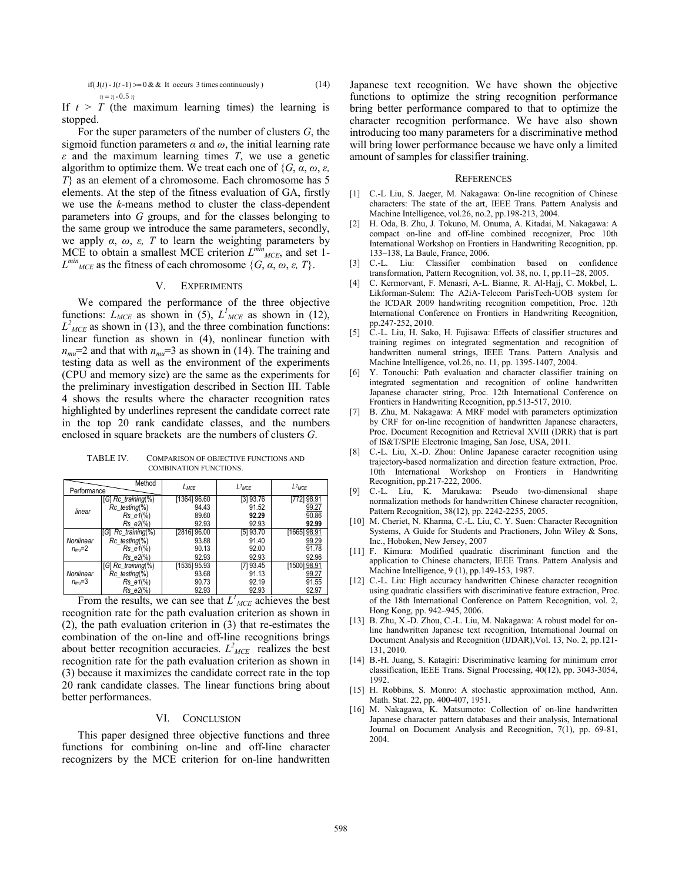$$\begin{aligned}&\text{if}(\,J(t) - J(t-1) >= 0\ \&\&\ \text{It occurs 3 times continuously}\,) \\ &\eta = \eta - 0.5\,\eta\end{aligned} \tag{14}$$

If $t > T$ (the maximum learning times) the learning is stopped.

For the super parameters of the number of clusters $G$, the sigmoid function parameters $\alpha$ and $\omega$, the initial learning rate $\varepsilon$ and the maximum learning times $T$, we use a genetic algorithm to optimize them. We treat each one of $\{G, \alpha, \omega, \varepsilon, T\}$ as an element of a chromosome. Each chromosome has 5 elements. At the step of the fitness evaluation of GA, firstly we use the *k*-means method to cluster the class-dependent parameters into $G$ groups, and for the classes belonging to the same group we introduce the same parameters, secondly, we apply $\alpha$, $\omega$, $\varepsilon$, $T$ to learn the weighting parameters by MCE to obtain a smallest MCE criterion $L^{min}_{MCE}$, and set $1-L^{min}_{MCE}$ as the fitness of each chromosome $\{G, \alpha, \omega, \varepsilon, T\}$.

## V. Experiments

We compared the performance of the three objective functions: $L_{MCE}$ as shown in (5), $L^1_{MCE}$ as shown in (12), $L^2_{MCE}$ as shown in (13), and the three combination functions: linear function as shown in (4), nonlinear function with $n_{mu}$=2 and that with $n_{mu}$=3 as shown in (14). The training and testing data as well as the environment of the experiments (CPU and memory size) are the same as the experiments for the preliminary investigation described in Section III. Table 4 shows the results where the character recognition rates highlighted by underlines represent the candidate correct rate in the top 20 rank candidate classes, and the numbers enclosed in square brackets are the numbers of clusters $G$.

TABLE IV. Comparison of objective functions and combination functions.

| Performance | Method | $L_{MCE}$ | $L^1_{MCE}$ | $L^2_{MCE}$ |
|---|---|---|---|---|
| *linear* | *[G] Rc_training(%)* | [1364] 96.60 | [3] 93.76 | [772] <u>98.91</u> |
| | *Rc_testing(%)* | 94.43 | 91.52 | <u>99.27</u> |
| | *Rs_e1(%)* | 89.60 | **92.29** | 90.86 |
| | *Rs_e2(%)* | 92.93 | 92.93 | **92.99** |
| *Nonlinear $n_{mu}$=2* | *[G] Rc_training(%)* | [2816] 96.00 | [5] 93.70 | [1665] <u>98.91</u> |
| | *Rc_testing(%)* | 93.88 | 91.40 | <u>99.29</u> |
| | *Rs_e1(%)* | 90.13 | 92.00 | 91.78 |
| | *Rs_e2(%)* | 92.93 | 92.93 | 92.96 |
| *Nonlinear $n_{mu}$=3* | *[G] Rc_training(%)* | [1535] 95.93 | [7] 93.45 | [1500] <u>98.91</u> |
| | *Rc_testing(%)* | 93.68 | 91.13 | <u>99.27</u> |
| | *Rs_e1(%)* | 90.73 | 92.19 | 91.55 |
| | *Rs_e2(%)* | 92.93 | 92.93 | 92.97 |

From the results, we can see that $L^1_{MCE}$ achieves the best recognition rate for the path evaluation criterion as shown in (2), the path evaluation criterion in (3) that re-estimates the combination of the on-line and off-line recognitions brings about better recognition accuracies. $L^2_{MCE}$ realizes the best recognition rate for the path evaluation criterion as shown in (3) because it maximizes the candidate correct rate in the top 20 rank candidate classes. The linear functions bring about better performances.

## VI. Conclusion

This paper designed three objective functions and three functions for combining on-line and off-line character recognizers by the MCE criterion for on-line handwritten Japanese text recognition. We have shown the objective functions to optimize the string recognition performance bring better performance compared to that to optimize the character recognition performance. We have also shown introducing too many parameters for a discriminative method will bring lower performance because we have only a limited amount of samples for classifier training.

## References

[1] C.-L Liu, S. Jaeger, M. Nakagawa: On-line recognition of Chinese characters: The state of the art, IEEE Trans. Pattern Analysis and Machine Intelligence, vol.26, no.2, pp.198-213, 2004.

[2] H. Oda, B. Zhu, J. Tokuno, M. Onuma, A. Kitadai, M. Nakagawa: A compact on-line and off-line combined recognizer, Proc 10th International Workshop on Frontiers in Handwriting Recognition, pp. 133–138, La Baule, France, 2006.

[3] C.-L. Liu: Classifier combination based on confidence transformation, Pattern Recognition, vol. 38, no. 1, pp.11–28, 2005.

[4] C. Kermorvant, F. Menasri, A-L. Bianne, R. Al-Hajj, C. Mokbel, L. Likforman-Sulem: The A2iA-Telecom ParisTech-UOB system for the ICDAR 2009 handwriting recognition competition, Proc. 12th International Conference on Frontiers in Handwriting Recognition, pp.247-252, 2010.

[5] C.-L. Liu, H. Sako, H. Fujisawa: Effects of classifier structures and training regimes on integrated segmentation and recognition of handwritten numeral strings, IEEE Trans. Pattern Analysis and Machine Intelligence, vol.26, no. 11, pp. 1395-1407, 2004.

[6] Y. Tonouchi: Path evaluation and character classifier training on integrated segmentation and recognition of online handwritten Japanese character string, Proc. 12th International Conference on Frontiers in Handwriting Recognition, pp.513-517, 2010.

[7] B. Zhu, M. Nakagawa: A MRF model with parameters optimization by CRF for on-line recognition of handwritten Japanese characters, Proc. Document Recognition and Retrieval XVIII (DRR) that is part of IS&T/SPIE Electronic Imaging, San Jose, USA, 2011.

[8] C.-L. Liu, X.-D. Zhou: Online Japanese caracter recognition using trajectory-based normalization and direction feature extraction, Proc. 10th International Workshop on Frontiers in Handwriting Recognition, pp.217-222, 2006.

[9] C.-L. Liu, K. Marukawa: Pseudo two-dimensional shape normalization methods for handwritten Chinese character recognition, Pattern Recognition, 38(12), pp. 2242-2255, 2005.

[10] M. Cheriet, N. Kharma, C.-L. Liu, C. Y. Suen: Character Recognition Systems, A Guide for Students and Practioners, John Wiley & Sons, Inc., Hoboken, New Jersey, 2007

[11] F. Kimura: Modified quadratic discriminant function and the application to Chinese characters, IEEE Trans. Pattern Analysis and Machine Intelligence, 9 (1), pp.149-153, 1987.

[12] C.-L. Liu: High accuracy handwritten Chinese character recognition using quadratic classifiers with discriminative feature extraction, Proc. of the 18th International Conference on Pattern Recognition, vol. 2, Hong Kong, pp. 942–945, 2006.

[13] B. Zhu, X.-D. Zhou, C.-L. Liu, M. Nakagawa: A robust model for on-line handwritten Japanese text recognition, International Journal on Document Analysis and Recognition (IJDAR),Vol. 13, No. 2, pp.121-131, 2010.

[14] B.-H. Juang, S. Katagiri: Discriminative learning for minimum error classification, IEEE Trans. Signal Processing, 40(12), pp. 3043-3054, 1992.

[15] H. Robbins, S. Monro: A stochastic approximation method, Ann. Math. Stat. 22, pp. 400-407, 1951.

[16] M. Nakagawa, K. Matsumoto: Collection of on-line handwritten Japanese character pattern databases and their analysis, International Journal on Document Analysis and Recognition, 7(1), pp. 69-81, 2004.